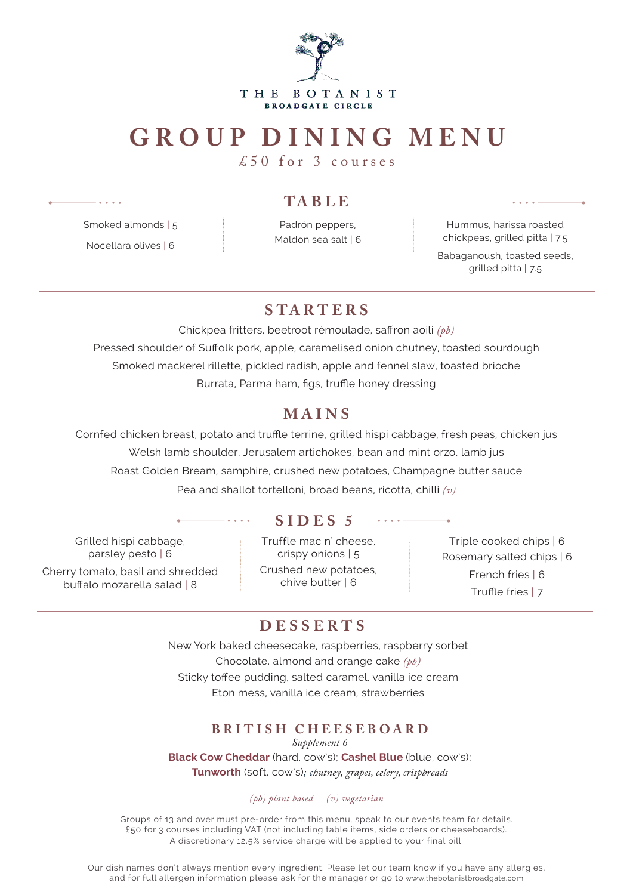THE BOTANIST
BROADGATE CIRCLE

# GROUP DINING MENU

£50 for 3 courses

## TABLE

Smoked almonds | 5

Nocellara olives | 6

Padrón peppers, Maldon sea salt | 6

Hummus, harissa roasted chickpeas, grilled pitta | 7.5

Babaganoush, toasted seeds, grilled pitta | 7.5

## STARTERS

Chickpea fritters, beetroot rémoulade, saffron aoili *(pb)*

Pressed shoulder of Suffolk pork, apple, caramelised onion chutney, toasted sourdough

Smoked mackerel rillette, pickled radish, apple and fennel slaw, toasted brioche

Burrata, Parma ham, figs, truffle honey dressing

## MAINS

Cornfed chicken breast, potato and truffle terrine, grilled hispi cabbage, fresh peas, chicken jus

Welsh lamb shoulder, Jerusalem artichokes, bean and mint orzo, lamb jus

Roast Golden Bream, samphire, crushed new potatoes, Champagne butter sauce

Pea and shallot tortelloni, broad beans, ricotta, chilli *(v)*

## SIDES 5

Grilled hispi cabbage, parsley pesto | 6

Cherry tomato, basil and shredded buffalo mozarella salad | 8

Truffle mac n' cheese, crispy onions | 5

Crushed new potatoes, chive butter | 6

Triple cooked chips | 6

Rosemary salted chips | 6

French fries | 6

Truffle fries | 7

## DESSERTS

New York baked cheesecake, raspberries, raspberry sorbet

Chocolate, almond and orange cake *(pb)*

Sticky toffee pudding, salted caramel, vanilla ice cream

Eton mess, vanilla ice cream, strawberries

## BRITISH CHEESEBOARD

*Supplement 6*

**Black Cow Cheddar** (hard, cow's); **Cashel Blue** (blue, cow's); **Tunworth** (soft, cow's)*; chutney, grapes, celery, crispbreads*

*(pb) plant based | (v) vegetarian*

Groups of 13 and over must pre-order from this menu, speak to our events team for details.
£50 for 3 courses including VAT (not including table items, side orders or cheeseboards).
A discretionary 12.5% service charge will be applied to your final bill.

Our dish names don't always mention every ingredient. Please let our team know if you have any allergies, and for full allergen information please ask for the manager or go to www.thebotanistbroadgate.com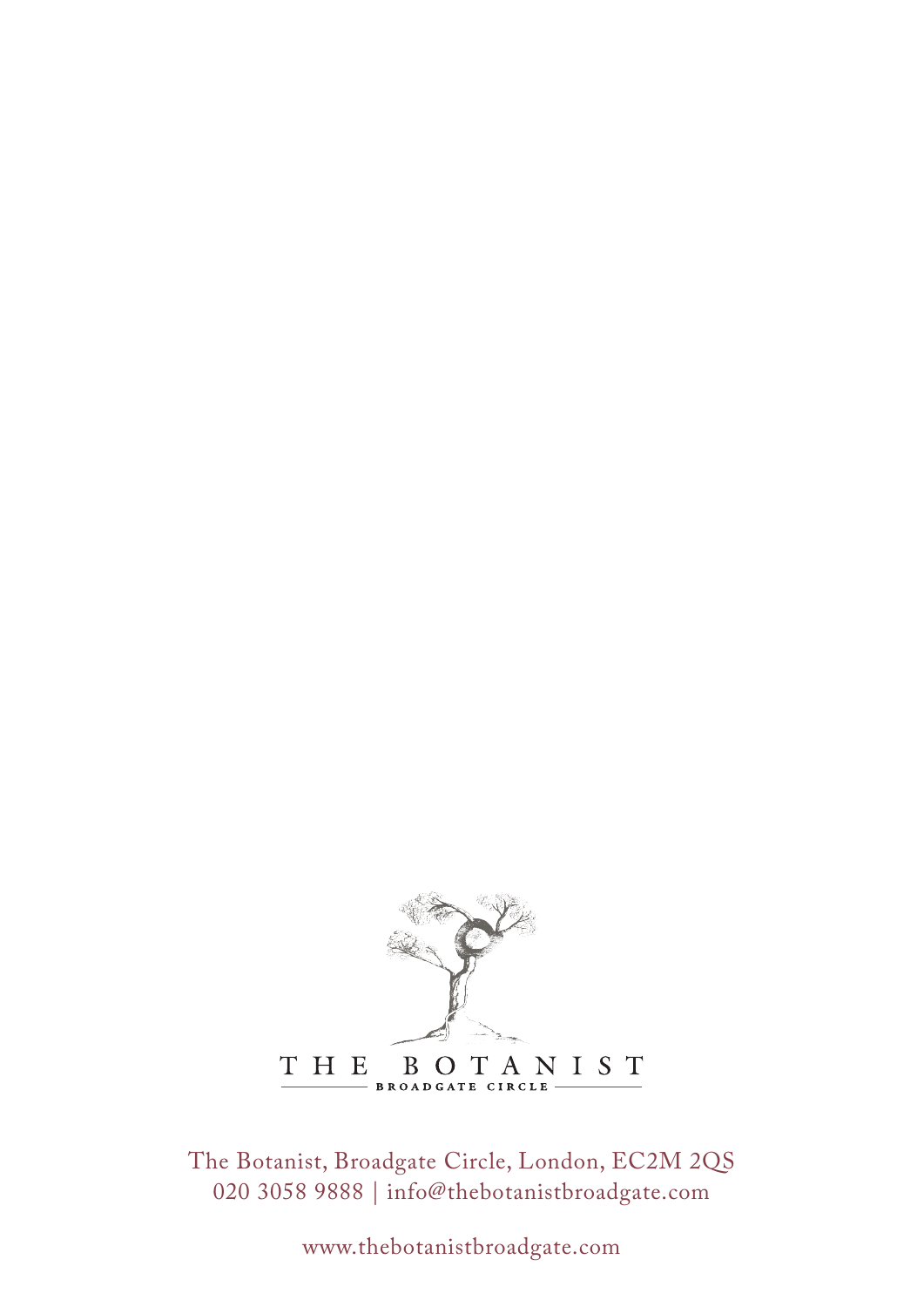THE BOTANIST

BROADGATE CIRCLE

The Botanist, Broadgate Circle, London, EC2M 2QS
020 3058 9888 | info@thebotanistbroadgate.com

www.thebotanistbroadgate.com